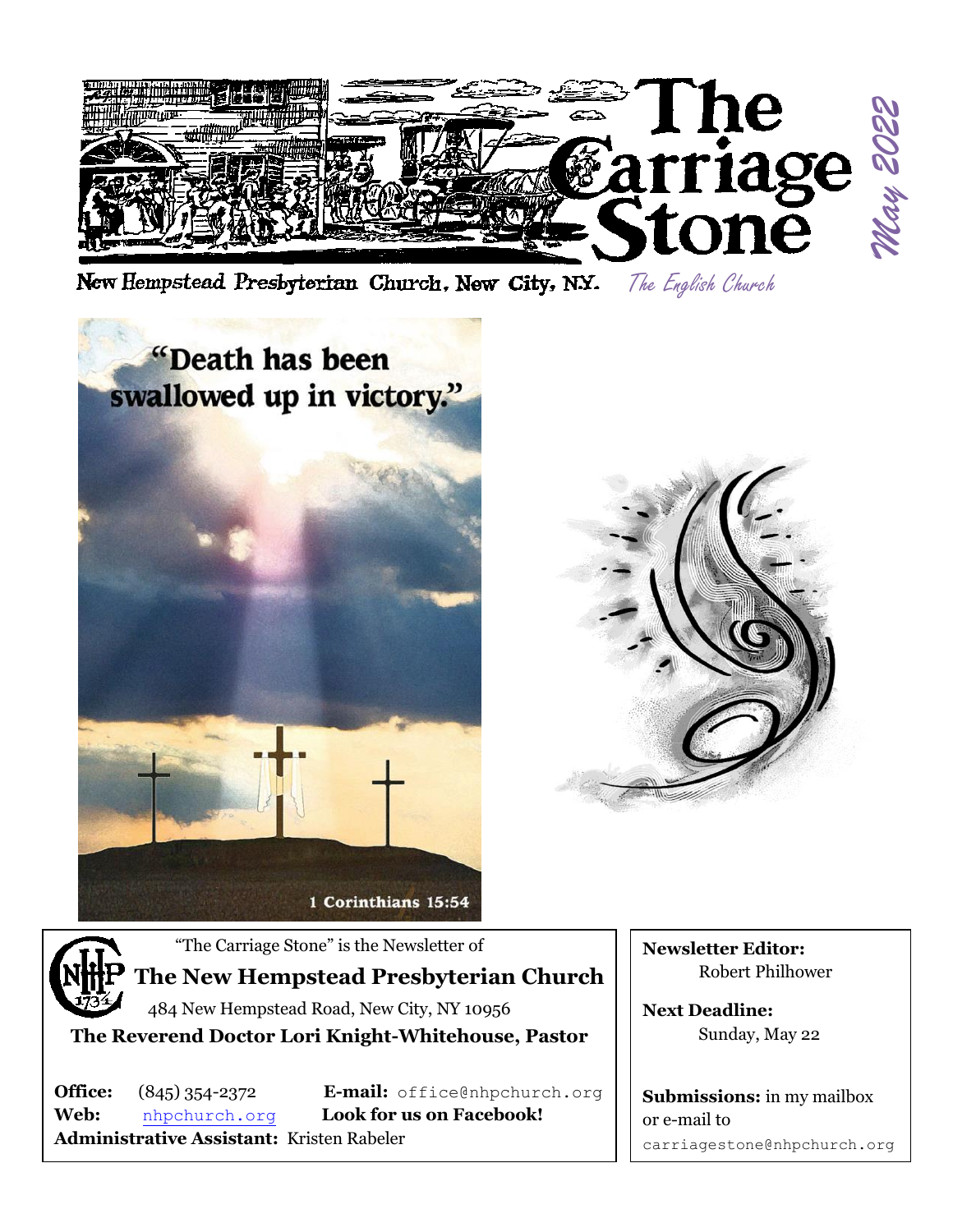# The Carriage Stone

**May 2022**

New Hempstead Presbyterian Church, New City, N.Y. *The English Church*

"Death has been swallowed up in victory."

1 Corinthians 15:54

"The Carriage Stone" is the Newsletter of

**The New Hempstead Presbyterian Church**

484 New Hempstead Road, New City, NY 10956

**The Reverend Doctor Lori Knight-Whitehouse, Pastor**

**Office:** (845) 354-2372 **E-mail:** office@nhpchurch.org

**Web:** nhpchurch.org **Look for us on Facebook!**

**Administrative Assistant:** Kristen Rabeler

**Newsletter Editor:**
Robert Philhower

**Next Deadline:**
Sunday, May 22

**Submissions:** in my mailbox or e-mail to carriagestone@nhpchurch.org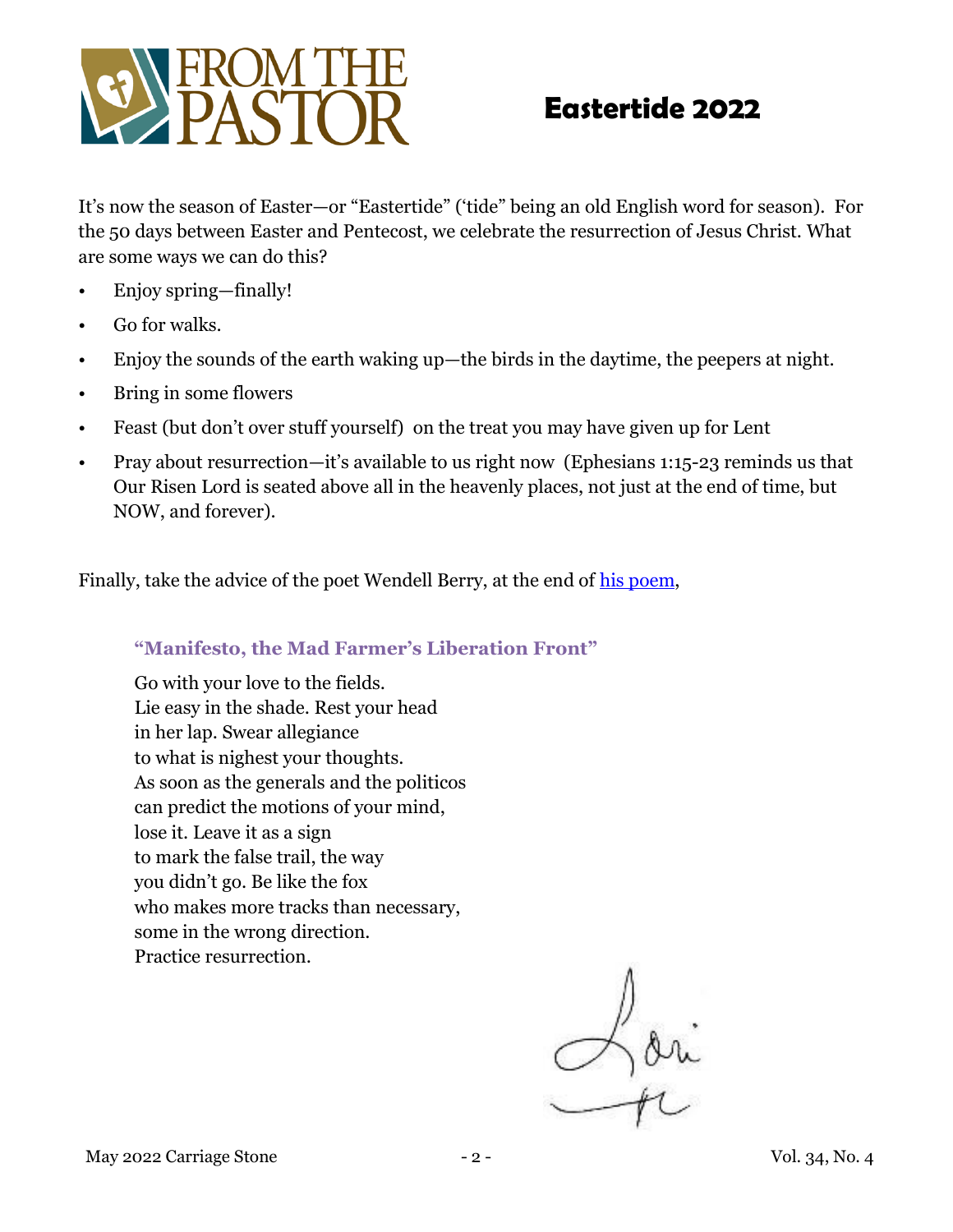# FROM THE PASTOR

## Eastertide 2022

It's now the season of Easter—or "Eastertide" ('tide" being an old English word for season). For the 50 days between Easter and Pentecost, we celebrate the resurrection of Jesus Christ. What are some ways we can do this?

- Enjoy spring—finally!
- Go for walks.
- Enjoy the sounds of the earth waking up—the birds in the daytime, the peepers at night.
- Bring in some flowers
- Feast (but don't over stuff yourself) on the treat you may have given up for Lent
- Pray about resurrection—it's available to us right now (Ephesians 1:15-23 reminds us that Our Risen Lord is seated above all in the heavenly places, not just at the end of time, but NOW, and forever).

Finally, take the advice of the poet Wendell Berry, at the end of his poem,

**"Manifesto, the Mad Farmer's Liberation Front"**

Go with your love to the fields.  
Lie easy in the shade. Rest your head  
in her lap. Swear allegiance  
to what is nighest your thoughts.  
As soon as the generals and the politicos  
can predict the motions of your mind,  
lose it. Leave it as a sign  
to mark the false trail, the way  
you didn't go. Be like the fox  
who makes more tracks than necessary,  
some in the wrong direction.  
Practice resurrection.

Lori +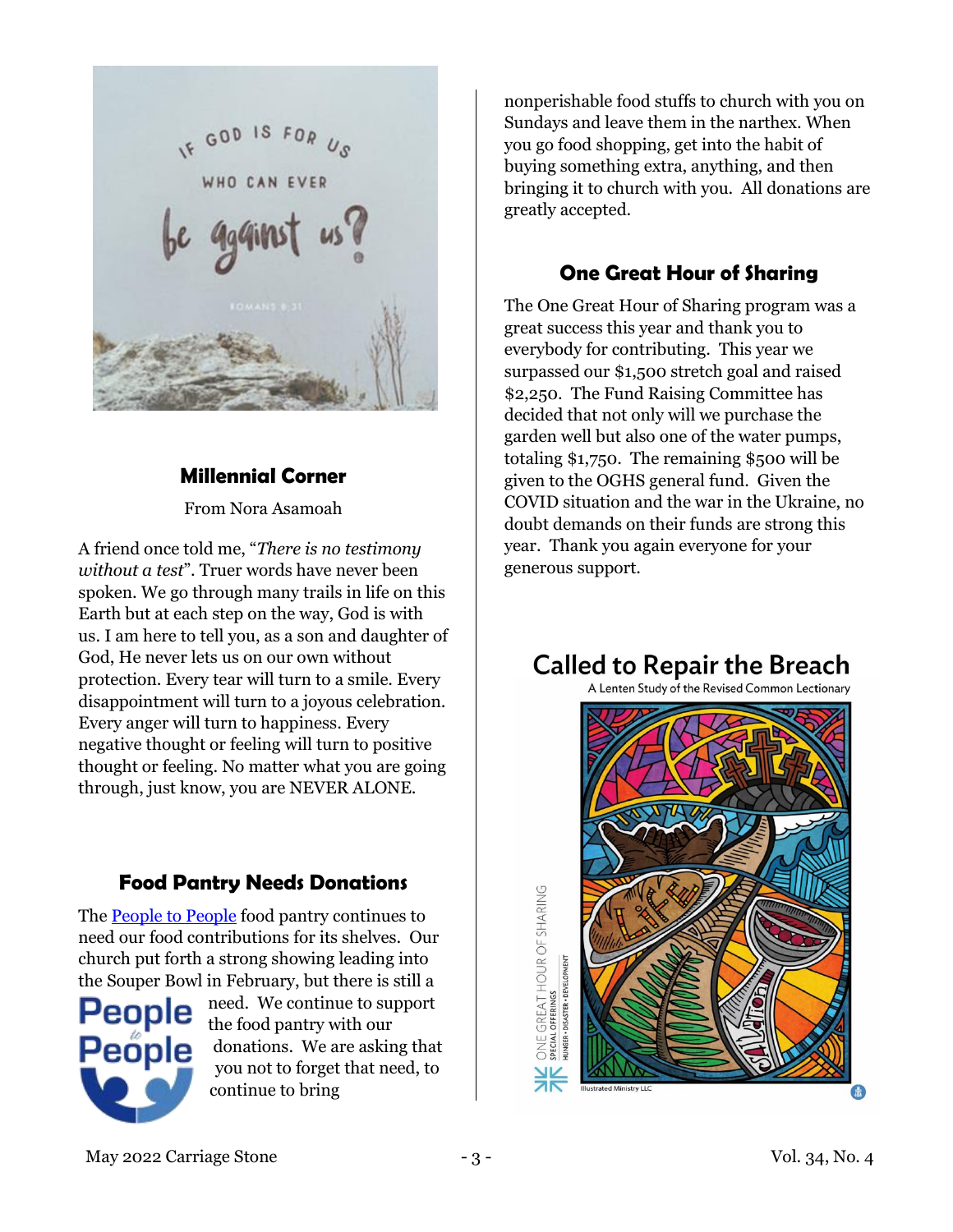## Millennial Corner

From Nora Asamoah

A friend once told me, "*There is no testimony without a test*". Truer words have never been spoken. We go through many trails in life on this Earth but at each step on the way, God is with us. I am here to tell you, as a son and daughter of God, He never lets us on our own without protection. Every tear will turn to a smile. Every disappointment will turn to a joyous celebration. Every anger will turn to happiness. Every negative thought or feeling will turn to positive thought or feeling. No matter what you are going through, just know, you are NEVER ALONE.

## Food Pantry Needs Donations

The People to People food pantry continues to need our food contributions for its shelves. Our church put forth a strong showing leading into the Souper Bowl in February, but there is still a need. We continue to support the food pantry with our donations. We are asking that you not to forget that need, to continue to bring nonperishable food stuffs to church with you on Sundays and leave them in the narthex. When you go food shopping, get into the habit of buying something extra, anything, and then bringing it to church with you. All donations are greatly accepted.

## One Great Hour of Sharing

The One Great Hour of Sharing program was a great success this year and thank you to everybody for contributing. This year we surpassed our $1,500 stretch goal and raised $2,250. The Fund Raising Committee has decided that not only will we purchase the garden well but also one of the water pumps, totaling $1,750. The remaining $500 will be given to the OGHS general fund. Given the COVID situation and the war in the Ukraine, no doubt demands on their funds are strong this year. Thank you again everyone for your generous support.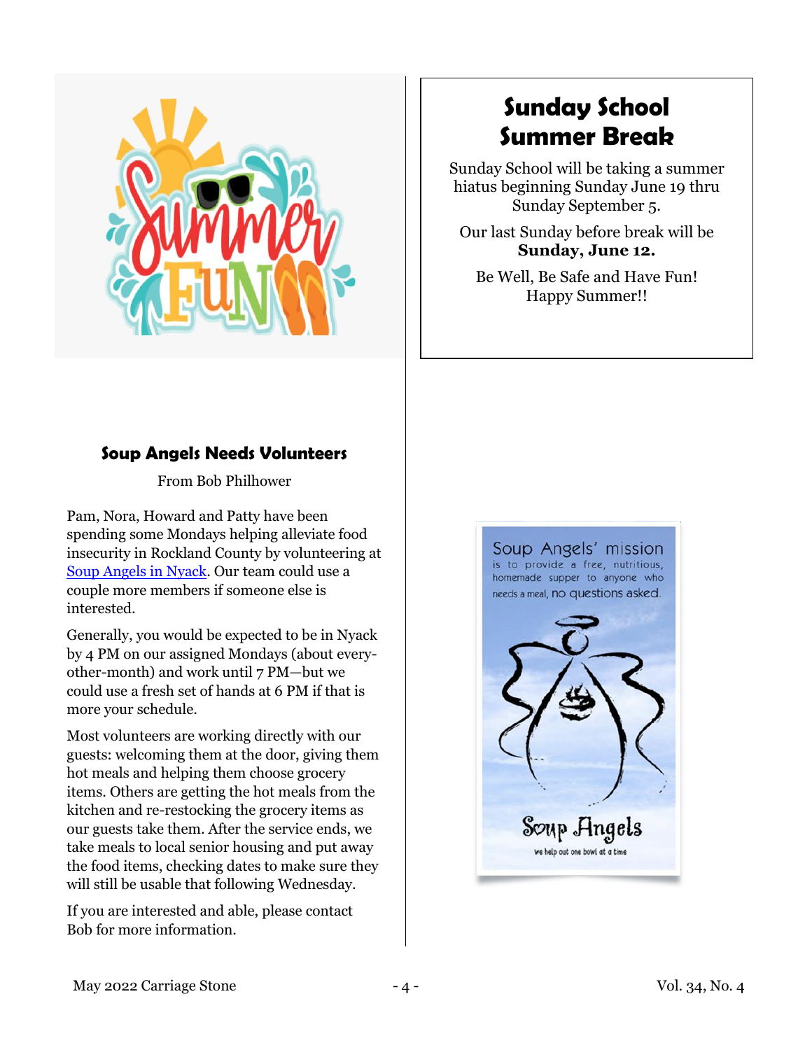## Sunday School Summer Break

Sunday School will be taking a summer hiatus beginning Sunday June 19 thru Sunday September 5.

Our last Sunday before break will be **Sunday, June 12.**

Be Well, Be Safe and Have Fun! Happy Summer!!

## Soup Angels Needs Volunteers

From Bob Philhower

Pam, Nora, Howard and Patty have been spending some Mondays helping alleviate food insecurity in Rockland County by volunteering at [Soup Angels in Nyack](). Our team could use a couple more members if someone else is interested.

Generally, you would be expected to be in Nyack by 4 PM on our assigned Mondays (about every-other-month) and work until 7 PM—but we could use a fresh set of hands at 6 PM if that is more your schedule.

Most volunteers are working directly with our guests: welcoming them at the door, giving them hot meals and helping them choose grocery items. Others are getting the hot meals from the kitchen and re-restocking the grocery items as our guests take them. After the service ends, we take meals to local senior housing and put away the food items, checking dates to make sure they will still be usable that following Wednesday.

If you are interested and able, please contact Bob for more information.